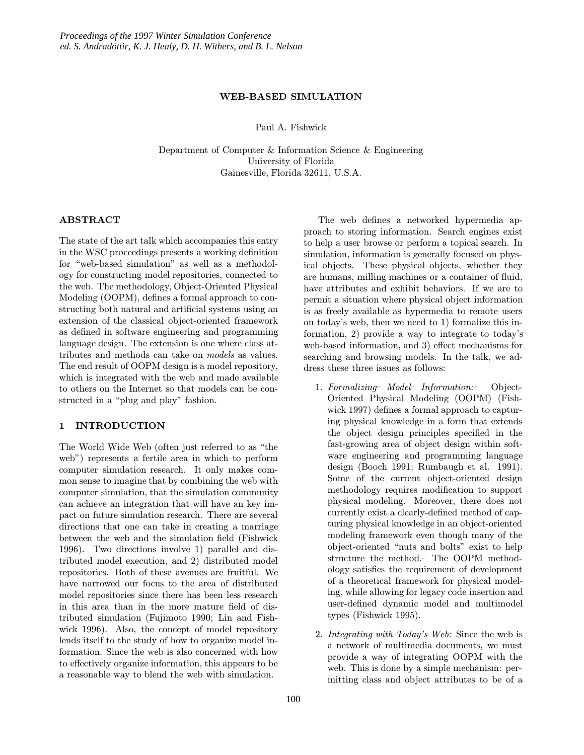# WEB-BASED SIMULATION

Paul A. Fishwick

Department of Computer & Information Science & Engineering
University of Florida
Gainesville, Florida 32611, U.S.A.

## ABSTRACT

The state of the art talk which accompanies this entry in the WSC proceedings presents a working definition for "web-based simulation" as well as a methodology for constructing model repositories, connected to the web. The methodology, Object-Oriented Physical Modeling (OOPM), defines a formal approach to constructing both natural and artificial systems using an extension of the classical object-oriented framework as defined in software engineering and programming language design. The extension is one where class attributes and methods can take on *models* as values. The end result of OOPM design is a model repository, which is integrated with the web and made available to others on the Internet so that models can be constructed in a "plug and play" fashion.

## 1 INTRODUCTION

The World Wide Web (often just referred to as "the web") represents a fertile area in which to perform computer simulation research. It only makes common sense to imagine that by combining the web with computer simulation, that the simulation community can achieve an integration that will have an key impact on future simulation research. There are several directions that one can take in creating a marriage between the web and the simulation field (Fishwick 1996). Two directions involve 1) parallel and distributed model execution, and 2) distributed model repositories. Both of these avenues are fruitful. We have narrowed our focus to the area of distributed model repositories since there has been less research in this area than in the more mature field of distributed simulation (Fujimoto 1990; Lin and Fishwick 1996). Also, the concept of model repository lends itself to the study of how to organize model information. Since the web is also concerned with how to effectively organize information, this appears to be a reasonable way to blend the web with simulation.

The web defines a networked hypermedia approach to storing information. Search engines exist to help a user browse or perform a topical search. In simulation, information is generally focused on physical objects. These physical objects, whether they are humans, milling machines or a container of fluid, have attributes and exhibit behaviors. If we are to permit a situation where physical object information is as freely available as hypermedia to remote users on today's web, then we need to 1) formalize this information, 2) provide a way to integrate to today's web-based information, and 3) effect mechanisms for searching and browsing models. In the talk, we address these three issues as follows:

1. *Formalizing Model Information:* Object-Oriented Physical Modeling (OOPM) (Fishwick 1997) defines a formal approach to capturing physical knowledge in a form that extends the object design principles specified in the fast-growing area of object design within software engineering and programming language design (Booch 1991; Rumbaugh et al. 1991). Some of the current object-oriented design methodology requires modification to support physical modeling. Moreover, there does not currently exist a clearly-defined method of capturing physical knowledge in an object-oriented modeling framework even though many of the object-oriented "nuts and bolts" exist to help structure the method. The OOPM methodology satisfies the requirement of development of a theoretical framework for physical modeling, while allowing for legacy code insertion and user-defined dynamic model and multimodel types (Fishwick 1995).

2. *Integrating with Today's Web:* Since the web is a network of multimedia documents, we must provide a way of integrating OOPM with the web. This is done by a simple mechanism: permitting class and object attributes to be of a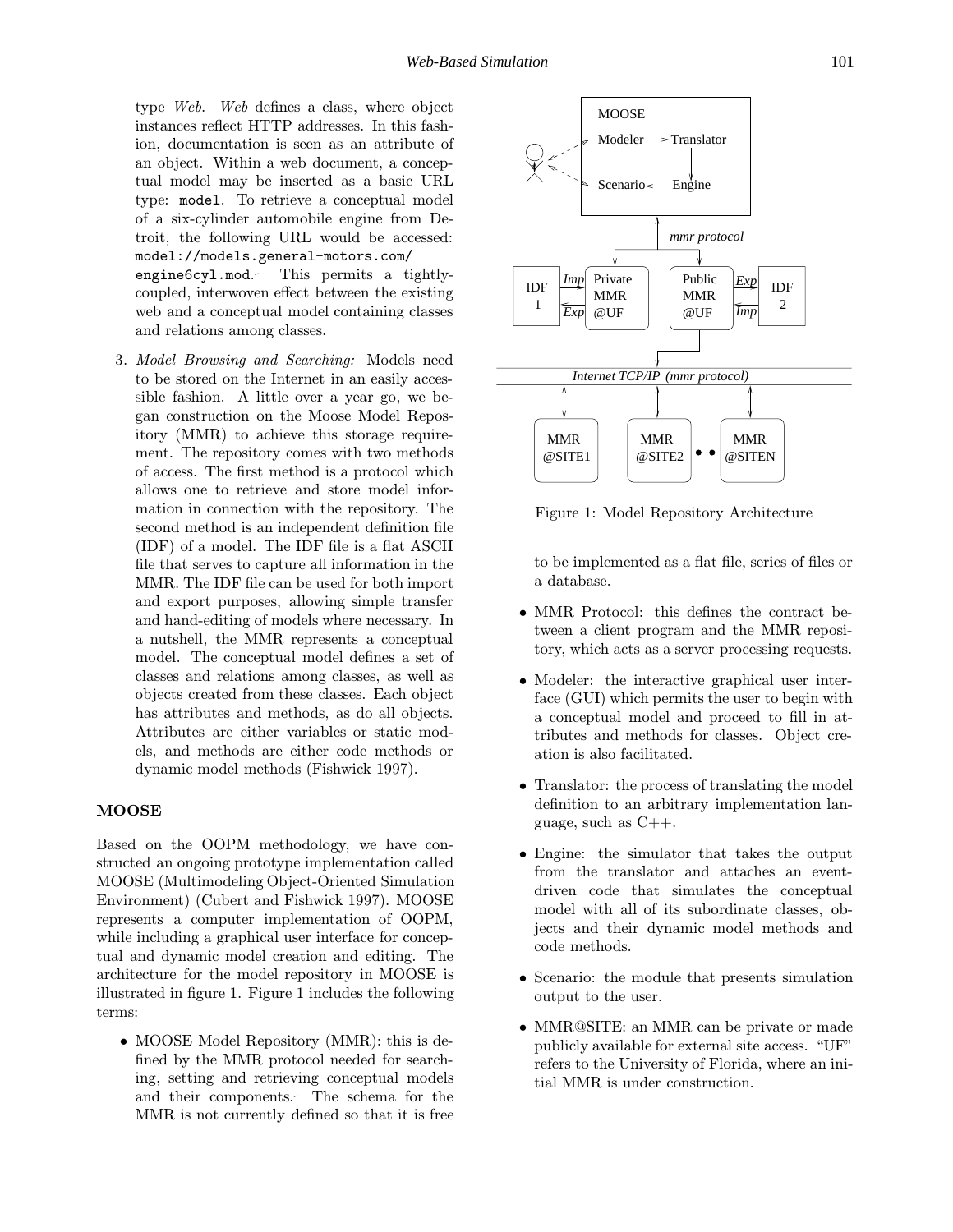type *Web*. *Web* defines a class, where object instances reflect HTTP addresses. In this fashion, documentation is seen as an attribute of an object. Within a web document, a conceptual model may be inserted as a basic URL type: `model`. To retrieve a conceptual model of a six-cylinder automobile engine from Detroit, the following URL would be accessed: `model://models.general-motors.com/engine6cyl.mod`. This permits a tightly-coupled, interwoven effect between the existing web and a conceptual model containing classes and relations among classes.

3. *Model Browsing and Searching:* Models need to be stored on the Internet in an easily accessible fashion. A little over a year go, we began construction on the Moose Model Repository (MMR) to achieve this storage requirement. The repository comes with two methods of access. The first method is a protocol which allows one to retrieve and store model information in connection with the repository. The second method is an independent definition file (IDF) of a model. The IDF file is a flat ASCII file that serves to capture all information in the MMR. The IDF file can be used for both import and export purposes, allowing simple transfer and hand-editing of models where necessary. In a nutshell, the MMR represents a conceptual model. The conceptual model defines a set of classes and relations among classes, as well as objects created from these classes. Each object has attributes and methods, as do all objects. Attributes are either variables or static models, and methods are either code methods or dynamic model methods (Fishwick 1997).

## MOOSE

Based on the OOPM methodology, we have constructed an ongoing prototype implementation called MOOSE (Multimodeling Object-Oriented Simulation Environment) (Cubert and Fishwick 1997). MOOSE represents a computer implementation of OOPM, while including a graphical user interface for conceptual and dynamic model creation and editing. The architecture for the model repository in MOOSE is illustrated in figure 1. Figure 1 includes the following terms:

- MOOSE Model Repository (MMR): this is defined by the MMR protocol needed for searching, setting and retrieving conceptual models and their components. The schema for the MMR is not currently defined so that it is free to be implemented as a flat file, series of files or a database.

Figure 1: Model Repository Architecture

- MMR Protocol: this defines the contract between a client program and the MMR repository, which acts as a server processing requests.
- Modeler: the interactive graphical user interface (GUI) which permits the user to begin with a conceptual model and proceed to fill in attributes and methods for classes. Object creation is also facilitated.
- Translator: the process of translating the model definition to an arbitrary implementation language, such as C++.
- Engine: the simulator that takes the output from the translator and attaches an event-driven code that simulates the conceptual model with all of its subordinate classes, objects and their dynamic model methods and code methods.
- Scenario: the module that presents simulation output to the user.
- MMR@SITE: an MMR can be private or made publicly available for external site access. "UF" refers to the University of Florida, where an initial MMR is under construction.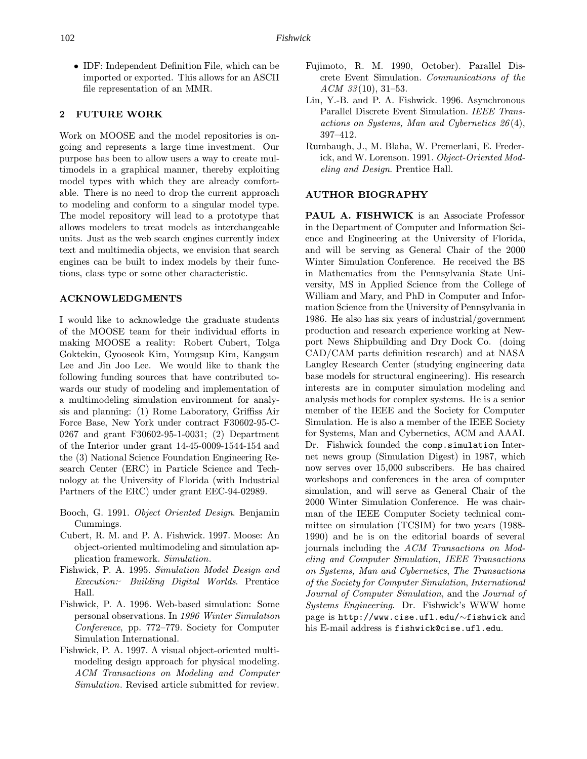- IDF: Independent Definition File, which can be imported or exported. This allows for an ASCII file representation of an MMR.

## 2 FUTURE WORK

Work on MOOSE and the model repositories is ongoing and represents a large time investment. Our purpose has been to allow users a way to create multimodels in a graphical manner, thereby exploiting model types with which they are already comfortable. There is no need to drop the current approach to modeling and conform to a singular model type. The model repository will lead to a prototype that allows modelers to treat models as interchangeable units. Just as the web search engines currently index text and multimedia objects, we envision that search engines can be built to index models by their functions, class type or some other characteristic.

## ACKNOWLEDGMENTS

I would like to acknowledge the graduate students of the MOOSE team for their individual efforts in making MOOSE a reality: Robert Cubert, Tolga Goktekin, Gyooseok Kim, Youngsup Kim, Kangsun Lee and Jin Joo Lee. We would like to thank the following funding sources that have contributed towards our study of modeling and implementation of a multimodeling simulation environment for analysis and planning: (1) Rome Laboratory, Griffiss Air Force Base, New York under contract F30602-95-C-0267 and grant F30602-95-1-0031; (2) Department of the Interior under grant 14-45-0009-1544-154 and the (3) National Science Foundation Engineering Research Center (ERC) in Particle Science and Technology at the University of Florida (with Industrial Partners of the ERC) under grant EEC-94-02989.

Booch, G. 1991. *Object Oriented Design*. Benjamin Cummings.

Cubert, R. M. and P. A. Fishwick. 1997. Moose: An object-oriented multimodeling and simulation application framework. *Simulation*.

Fishwick, P. A. 1995. *Simulation Model Design and Execution:- Building Digital Worlds*. Prentice Hall.

Fishwick, P. A. 1996. Web-based simulation: Some personal observations. In *1996 Winter Simulation Conference*, pp. 772–779. Society for Computer Simulation International.

Fishwick, P. A. 1997. A visual object-oriented multimodeling design approach for physical modeling. *ACM Transactions on Modeling and Computer Simulation*. Revised article submitted for review.

Fujimoto, R. M. 1990, October). Parallel Discrete Event Simulation. *Communications of the ACM 33*(10), 31–53.

Lin, Y.-B. and P. A. Fishwick. 1996. Asynchronous Parallel Discrete Event Simulation. *IEEE Transactions on Systems, Man and Cybernetics 26*(4), 397–412.

Rumbaugh, J., M. Blaha, W. Premerlani, E. Frederick, and W. Lorenson. 1991. *Object-Oriented Modeling and Design*. Prentice Hall.

## AUTHOR BIOGRAPHY

**PAUL A. FISHWICK** is an Associate Professor in the Department of Computer and Information Science and Engineering at the University of Florida, and will be serving as General Chair of the 2000 Winter Simulation Conference. He received the BS in Mathematics from the Pennsylvania State University, MS in Applied Science from the College of William and Mary, and PhD in Computer and Information Science from the University of Pennsylvania in 1986. He also has six years of industrial/government production and research experience working at Newport News Shipbuilding and Dry Dock Co. (doing CAD/CAM parts definition research) and at NASA Langley Research Center (studying engineering data base models for structural engineering). His research interests are in computer simulation modeling and analysis methods for complex systems. He is a senior member of the IEEE and the Society for Computer Simulation. He is also a member of the IEEE Society for Systems, Man and Cybernetics, ACM and AAAI. Dr. Fishwick founded the `comp.simulation` Internet news group (Simulation Digest) in 1987, which now serves over 15,000 subscribers. He has chaired workshops and conferences in the area of computer simulation, and will serve as General Chair of the 2000 Winter Simulation Conference. He was chairman of the IEEE Computer Society technical committee on simulation (TCSIM) for two years (1988-1990) and he is on the editorial boards of several journals including the *ACM Transactions on Modeling and Computer Simulation*, *IEEE Transactions on Systems, Man and Cybernetics*, *The Transactions of the Society for Computer Simulation*, *International Journal of Computer Simulation*, and the *Journal of Systems Engineering*. Dr. Fishwick's WWW home page is `http://www.cise.ufl.edu/~fishwick` and his E-mail address is `fishwick@cise.ufl.edu`.